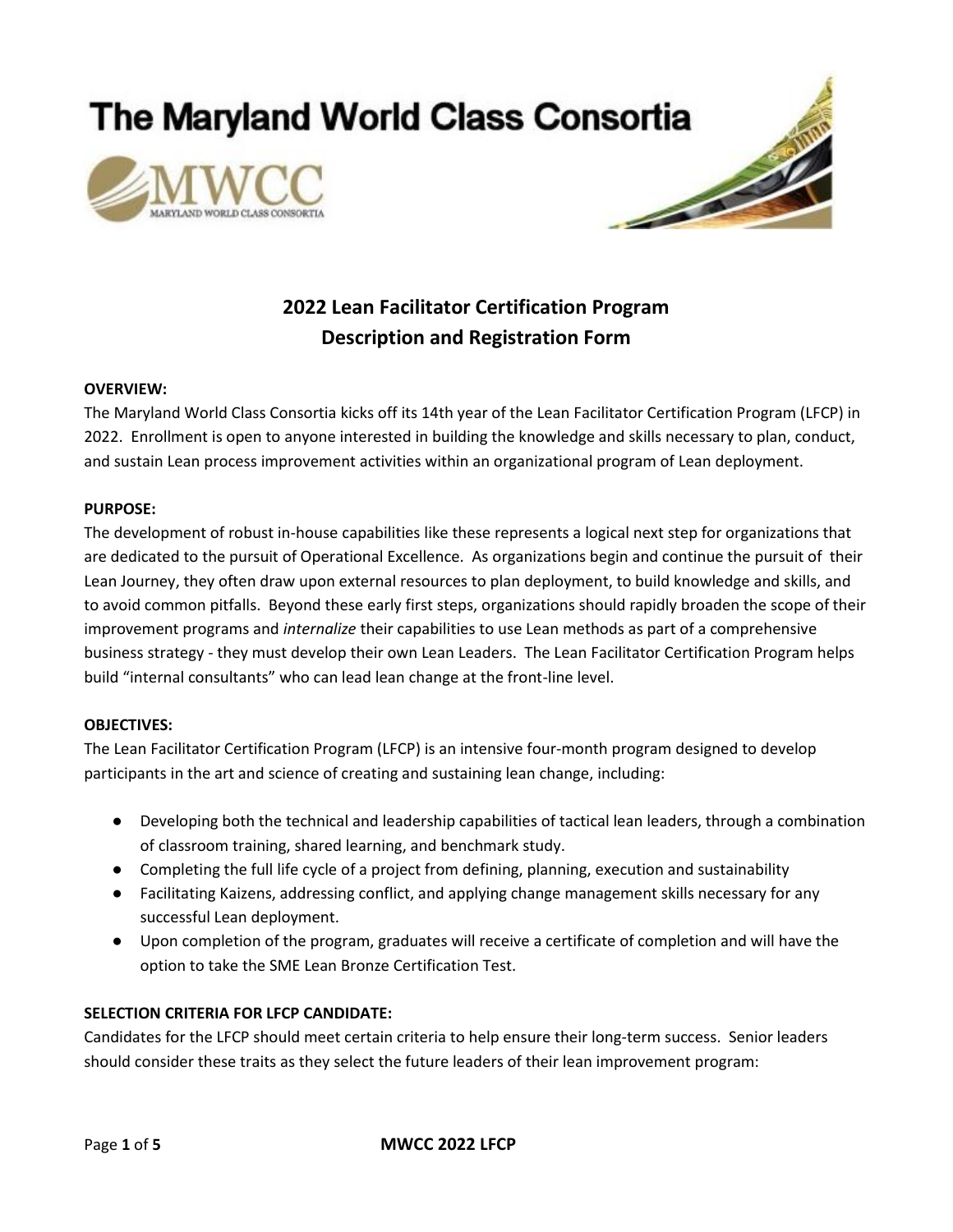# The Maryland World Class Consortia

MWCC

MARYLAND WORLD CLASS CONSORTIA

## 2022 Lean Facilitator Certification Program
## Description and Registration Form

**OVERVIEW:**

The Maryland World Class Consortia kicks off its 14th year of the Lean Facilitator Certification Program (LFCP) in 2022. Enrollment is open to anyone interested in building the knowledge and skills necessary to plan, conduct, and sustain Lean process improvement activities within an organizational program of Lean deployment.

**PURPOSE:**

The development of robust in-house capabilities like these represents a logical next step for organizations that are dedicated to the pursuit of Operational Excellence. As organizations begin and continue the pursuit of their Lean Journey, they often draw upon external resources to plan deployment, to build knowledge and skills, and to avoid common pitfalls. Beyond these early first steps, organizations should rapidly broaden the scope of their improvement programs and *internalize* their capabilities to use Lean methods as part of a comprehensive business strategy - they must develop their own Lean Leaders. The Lean Facilitator Certification Program helps build "internal consultants" who can lead lean change at the front-line level.

**OBJECTIVES:**

The Lean Facilitator Certification Program (LFCP) is an intensive four-month program designed to develop participants in the art and science of creating and sustaining lean change, including:

- Developing both the technical and leadership capabilities of tactical lean leaders, through a combination of classroom training, shared learning, and benchmark study.
- Completing the full life cycle of a project from defining, planning, execution and sustainability
- Facilitating Kaizens, addressing conflict, and applying change management skills necessary for any successful Lean deployment.
- Upon completion of the program, graduates will receive a certificate of completion and will have the option to take the SME Lean Bronze Certification Test.

**SELECTION CRITERIA FOR LFCP CANDIDATE:**

Candidates for the LFCP should meet certain criteria to help ensure their long-term success. Senior leaders should consider these traits as they select the future leaders of their lean improvement program: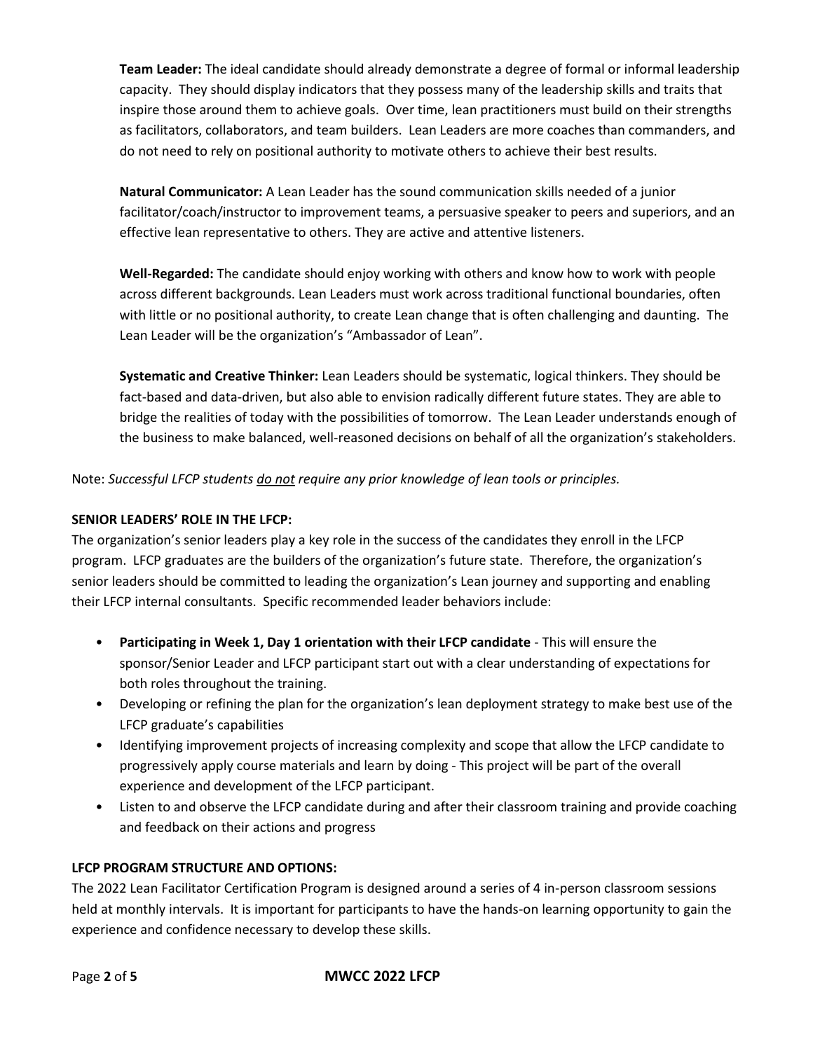**Team Leader:** The ideal candidate should already demonstrate a degree of formal or informal leadership capacity. They should display indicators that they possess many of the leadership skills and traits that inspire those around them to achieve goals. Over time, lean practitioners must build on their strengths as facilitators, collaborators, and team builders. Lean Leaders are more coaches than commanders, and do not need to rely on positional authority to motivate others to achieve their best results.

**Natural Communicator:** A Lean Leader has the sound communication skills needed of a junior facilitator/coach/instructor to improvement teams, a persuasive speaker to peers and superiors, and an effective lean representative to others. They are active and attentive listeners.

**Well-Regarded:** The candidate should enjoy working with others and know how to work with people across different backgrounds. Lean Leaders must work across traditional functional boundaries, often with little or no positional authority, to create Lean change that is often challenging and daunting. The Lean Leader will be the organization's "Ambassador of Lean".

**Systematic and Creative Thinker:** Lean Leaders should be systematic, logical thinkers. They should be fact-based and data-driven, but also able to envision radically different future states. They are able to bridge the realities of today with the possibilities of tomorrow. The Lean Leader understands enough of the business to make balanced, well-reasoned decisions on behalf of all the organization's stakeholders.

Note: *Successful LFCP students do not require any prior knowledge of lean tools or principles.*

**SENIOR LEADERS' ROLE IN THE LFCP:**

The organization's senior leaders play a key role in the success of the candidates they enroll in the LFCP program. LFCP graduates are the builders of the organization's future state. Therefore, the organization's senior leaders should be committed to leading the organization's Lean journey and supporting and enabling their LFCP internal consultants. Specific recommended leader behaviors include:

- **Participating in Week 1, Day 1 orientation with their LFCP candidate** - This will ensure the sponsor/Senior Leader and LFCP participant start out with a clear understanding of expectations for both roles throughout the training.
- Developing or refining the plan for the organization's lean deployment strategy to make best use of the LFCP graduate's capabilities
- Identifying improvement projects of increasing complexity and scope that allow the LFCP candidate to progressively apply course materials and learn by doing - This project will be part of the overall experience and development of the LFCP participant.
- Listen to and observe the LFCP candidate during and after their classroom training and provide coaching and feedback on their actions and progress

**LFCP PROGRAM STRUCTURE AND OPTIONS:**

The 2022 Lean Facilitator Certification Program is designed around a series of 4 in-person classroom sessions held at monthly intervals. It is important for participants to have the hands-on learning opportunity to gain the experience and confidence necessary to develop these skills.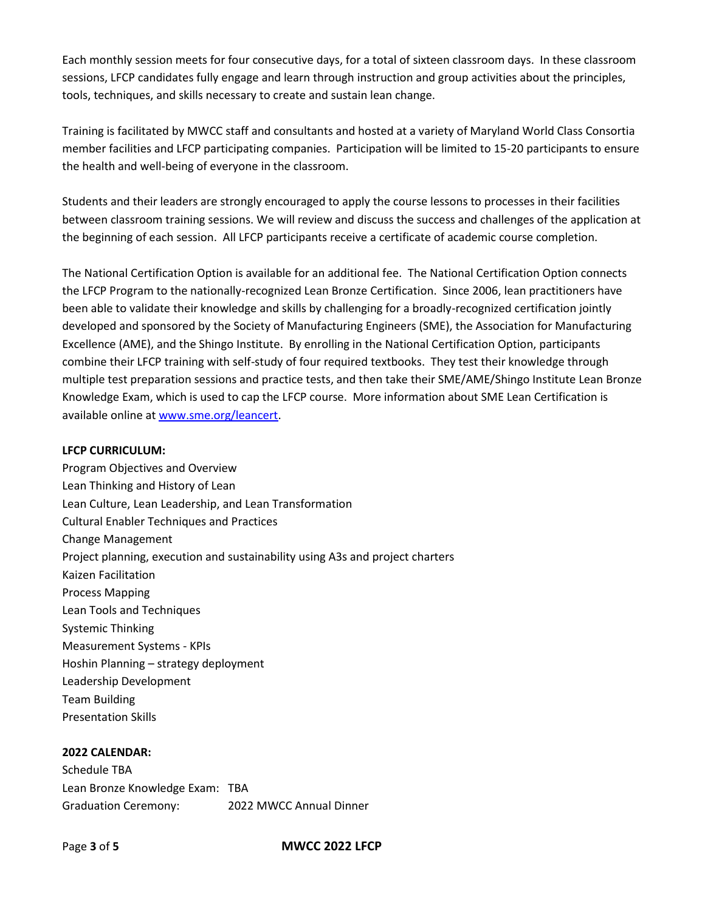Each monthly session meets for four consecutive days, for a total of sixteen classroom days. In these classroom sessions, LFCP candidates fully engage and learn through instruction and group activities about the principles, tools, techniques, and skills necessary to create and sustain lean change.

Training is facilitated by MWCC staff and consultants and hosted at a variety of Maryland World Class Consortia member facilities and LFCP participating companies. Participation will be limited to 15-20 participants to ensure the health and well-being of everyone in the classroom.

Students and their leaders are strongly encouraged to apply the course lessons to processes in their facilities between classroom training sessions. We will review and discuss the success and challenges of the application at the beginning of each session. All LFCP participants receive a certificate of academic course completion.

The National Certification Option is available for an additional fee. The National Certification Option connects the LFCP Program to the nationally-recognized Lean Bronze Certification. Since 2006, lean practitioners have been able to validate their knowledge and skills by challenging for a broadly-recognized certification jointly developed and sponsored by the Society of Manufacturing Engineers (SME), the Association for Manufacturing Excellence (AME), and the Shingo Institute. By enrolling in the National Certification Option, participants combine their LFCP training with self-study of four required textbooks. They test their knowledge through multiple test preparation sessions and practice tests, and then take their SME/AME/Shingo Institute Lean Bronze Knowledge Exam, which is used to cap the LFCP course. More information about SME Lean Certification is available online at [www.sme.org/leancert](www.sme.org/leancert).

**LFCP CURRICULUM:**

Program Objectives and Overview
Lean Thinking and History of Lean
Lean Culture, Lean Leadership, and Lean Transformation
Cultural Enabler Techniques and Practices
Change Management
Project planning, execution and sustainability using A3s and project charters
Kaizen Facilitation
Process Mapping
Lean Tools and Techniques
Systemic Thinking
Measurement Systems - KPIs
Hoshin Planning – strategy deployment
Leadership Development
Team Building
Presentation Skills

**2022 CALENDAR:**

Schedule TBA
Lean Bronze Knowledge Exam: TBA
Graduation Ceremony: 2022 MWCC Annual Dinner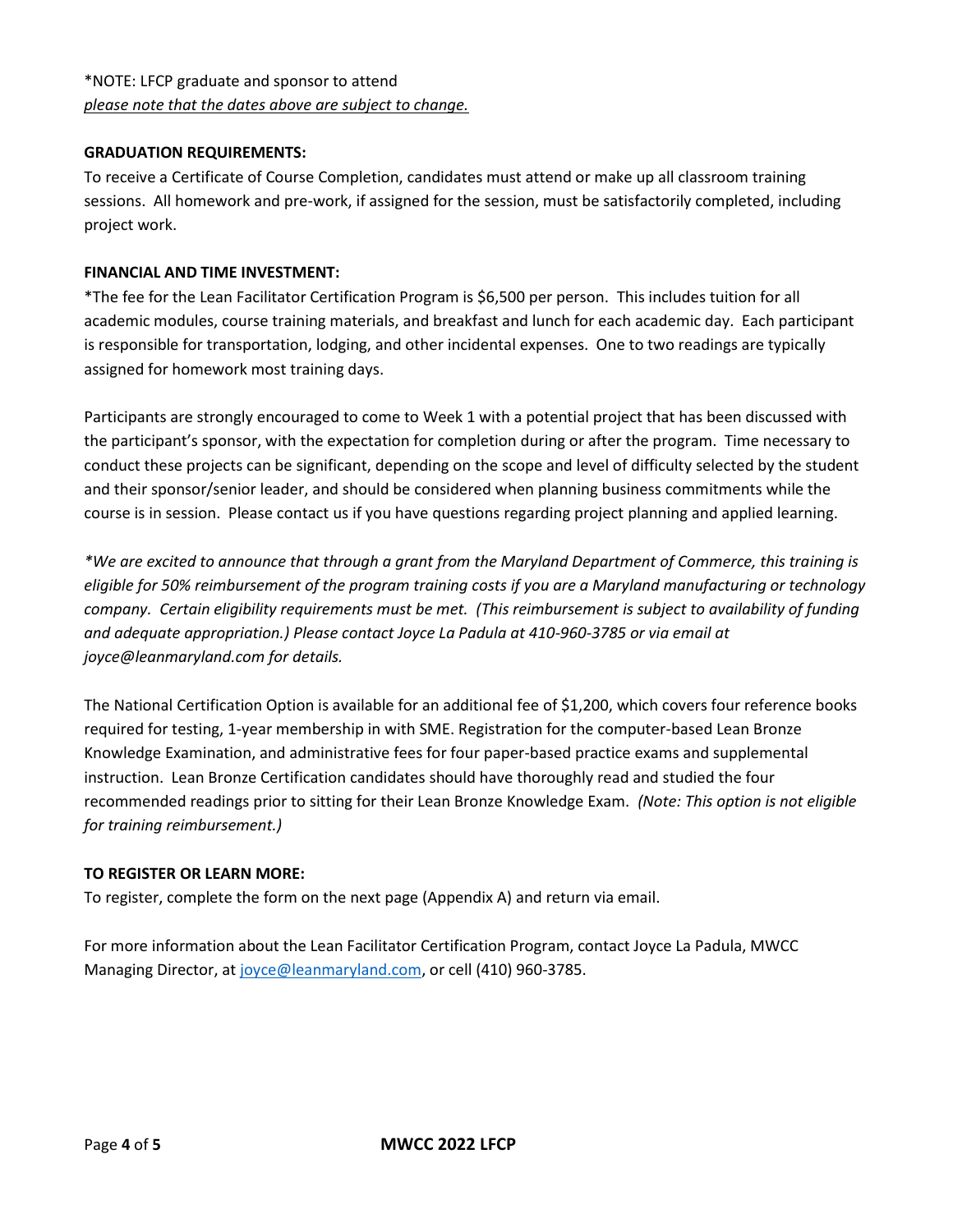*NOTE: LFCP graduate and sponsor to attend
*please note that the dates above are subject to change.*

**GRADUATION REQUIREMENTS:**

To receive a Certificate of Course Completion, candidates must attend or make up all classroom training sessions. All homework and pre-work, if assigned for the session, must be satisfactorily completed, including project work.

**FINANCIAL AND TIME INVESTMENT:**

*The fee for the Lean Facilitator Certification Program is $6,500 per person. This includes tuition for all academic modules, course training materials, and breakfast and lunch for each academic day. Each participant is responsible for transportation, lodging, and other incidental expenses. One to two readings are typically assigned for homework most training days.

Participants are strongly encouraged to come to Week 1 with a potential project that has been discussed with the participant's sponsor, with the expectation for completion during or after the program. Time necessary to conduct these projects can be significant, depending on the scope and level of difficulty selected by the student and their sponsor/senior leader, and should be considered when planning business commitments while the course is in session. Please contact us if you have questions regarding project planning and applied learning.

*\*We are excited to announce that through a grant from the Maryland Department of Commerce, this training is eligible for 50% reimbursement of the program training costs if you are a Maryland manufacturing or technology company. Certain eligibility requirements must be met. (This reimbursement is subject to availability of funding and adequate appropriation.) Please contact Joyce La Padula at 410-960-3785 or via email at joyce@leanmaryland.com for details.*

The National Certification Option is available for an additional fee of $1,200, which covers four reference books required for testing, 1-year membership in with SME. Registration for the computer-based Lean Bronze Knowledge Examination, and administrative fees for four paper-based practice exams and supplemental instruction. Lean Bronze Certification candidates should have thoroughly read and studied the four recommended readings prior to sitting for their Lean Bronze Knowledge Exam. *(Note: This option is not eligible for training reimbursement.)*

**TO REGISTER OR LEARN MORE:**

To register, complete the form on the next page (Appendix A) and return via email.

For more information about the Lean Facilitator Certification Program, contact Joyce La Padula, MWCC Managing Director, at joyce@leanmaryland.com, or cell (410) 960-3785.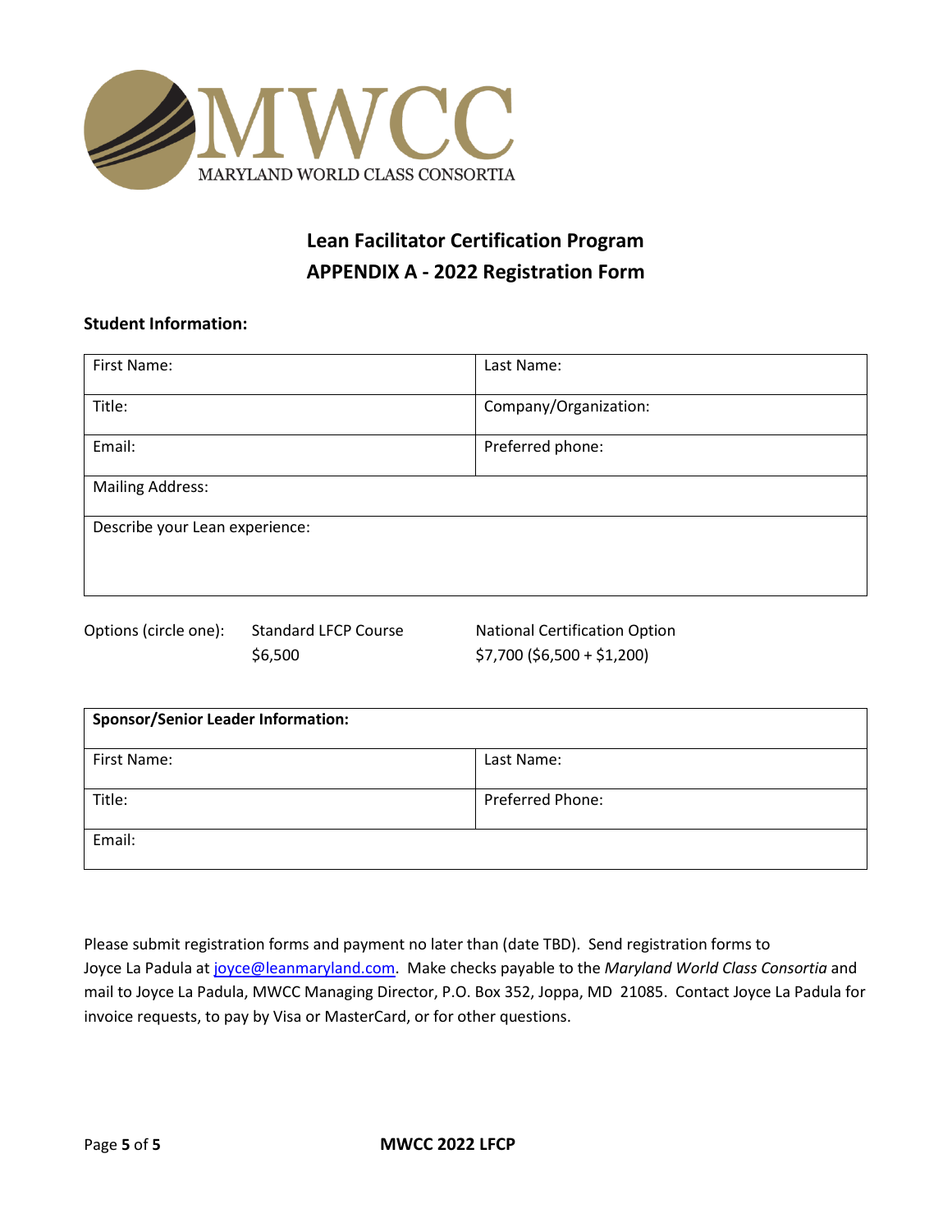MWCC

MARYLAND WORLD CLASS CONSORTIA

# Lean Facilitator Certification Program
# APPENDIX A - 2022 Registration Form

**Student Information:**

| | |
|---|---|
| First Name: | Last Name: |
| Title: | Company/Organization: |
| Email: | Preferred phone: |
| Mailing Address: | |
| Describe your Lean experience: | |

Options (circle one): Standard LFCP Course $6,500 National Certification Option $7,700 ($6,500 + $1,200)

| **Sponsor/Senior Leader Information:** | |
|---|---|
| First Name: | Last Name: |
| Title: | Preferred Phone: |
| Email: | |

Please submit registration forms and payment no later than (date TBD). Send registration forms to Joyce La Padula at joyce@leanmaryland.com. Make checks payable to the *Maryland World Class Consortia* and mail to Joyce La Padula, MWCC Managing Director, P.O. Box 352, Joppa, MD 21085. Contact Joyce La Padula for invoice requests, to pay by Visa or MasterCard, or for other questions.